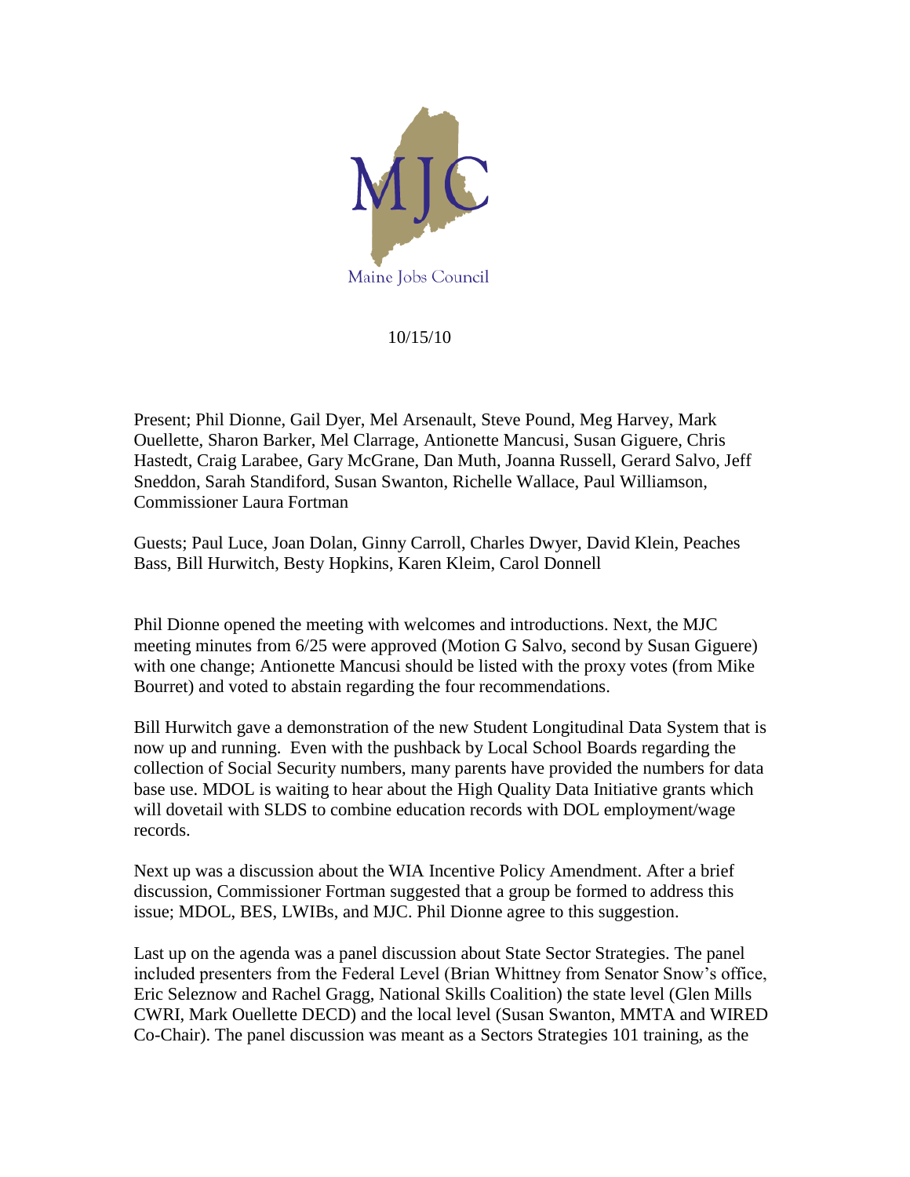MJC

Maine Jobs Council

10/15/10

Present; Phil Dionne, Gail Dyer, Mel Arsenault, Steve Pound, Meg Harvey, Mark Ouellette, Sharon Barker, Mel Clarrage, Antionette Mancusi, Susan Giguere, Chris Hastedt, Craig Larabee, Gary McGrane, Dan Muth, Joanna Russell, Gerard Salvo, Jeff Sneddon, Sarah Standiford, Susan Swanton, Richelle Wallace, Paul Williamson, Commissioner Laura Fortman

Guests; Paul Luce, Joan Dolan, Ginny Carroll, Charles Dwyer, David Klein, Peaches Bass, Bill Hurwitch, Besty Hopkins, Karen Kleim, Carol Donnell

Phil Dionne opened the meeting with welcomes and introductions. Next, the MJC meeting minutes from 6/25 were approved (Motion G Salvo, second by Susan Giguere) with one change; Antionette Mancusi should be listed with the proxy votes (from Mike Bourret) and voted to abstain regarding the four recommendations.

Bill Hurwitch gave a demonstration of the new Student Longitudinal Data System that is now up and running. Even with the pushback by Local School Boards regarding the collection of Social Security numbers, many parents have provided the numbers for data base use. MDOL is waiting to hear about the High Quality Data Initiative grants which will dovetail with SLDS to combine education records with DOL employment/wage records.

Next up was a discussion about the WIA Incentive Policy Amendment. After a brief discussion, Commissioner Fortman suggested that a group be formed to address this issue; MDOL, BES, LWIBs, and MJC. Phil Dionne agree to this suggestion.

Last up on the agenda was a panel discussion about State Sector Strategies. The panel included presenters from the Federal Level (Brian Whittney from Senator Snow's office, Eric Seleznow and Rachel Gragg, National Skills Coalition) the state level (Glen Mills CWRI, Mark Ouellette DECD) and the local level (Susan Swanton, MMTA and WIRED Co-Chair). The panel discussion was meant as a Sectors Strategies 101 training, as the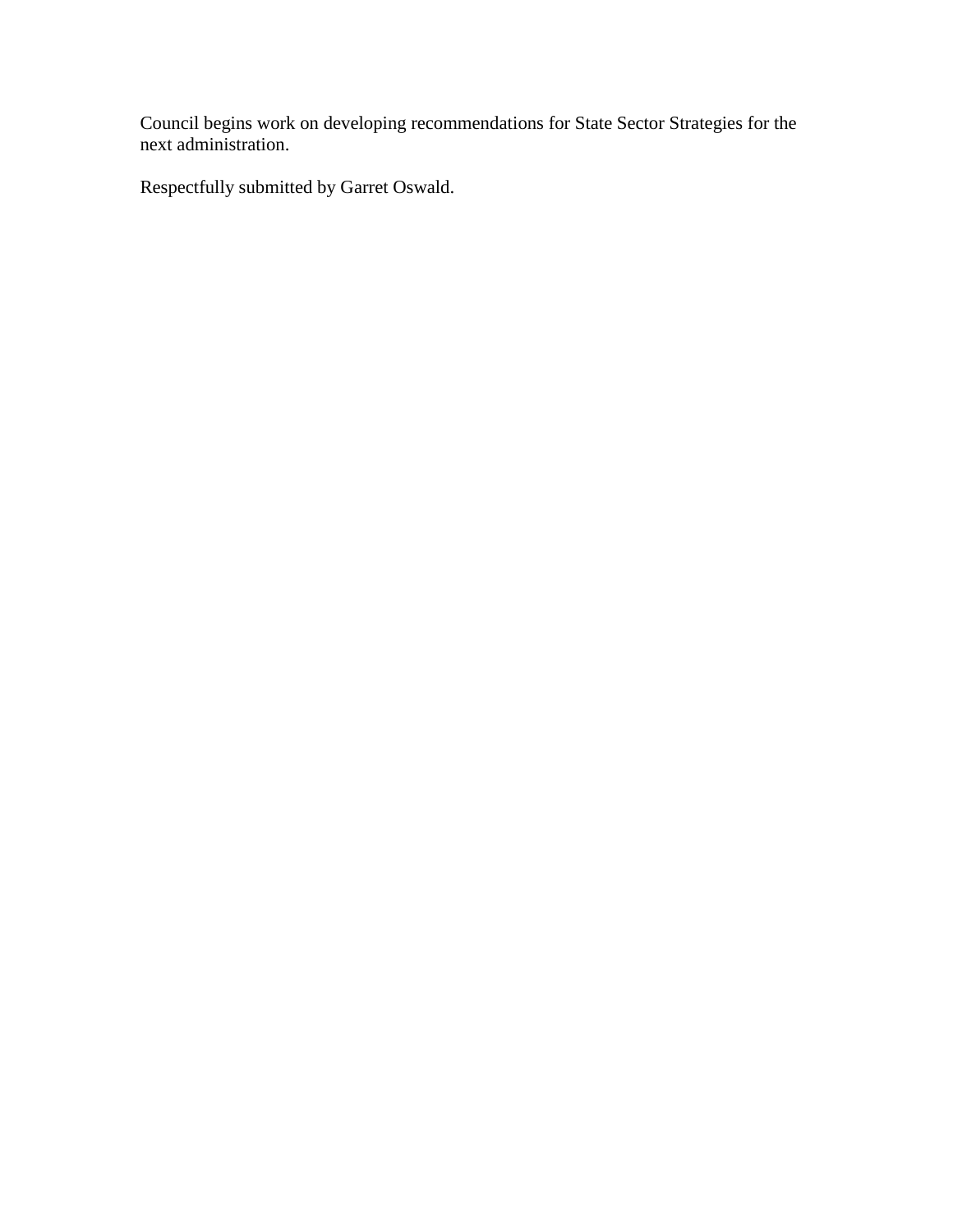Council begins work on developing recommendations for State Sector Strategies for the next administration.

Respectfully submitted by Garret Oswald.